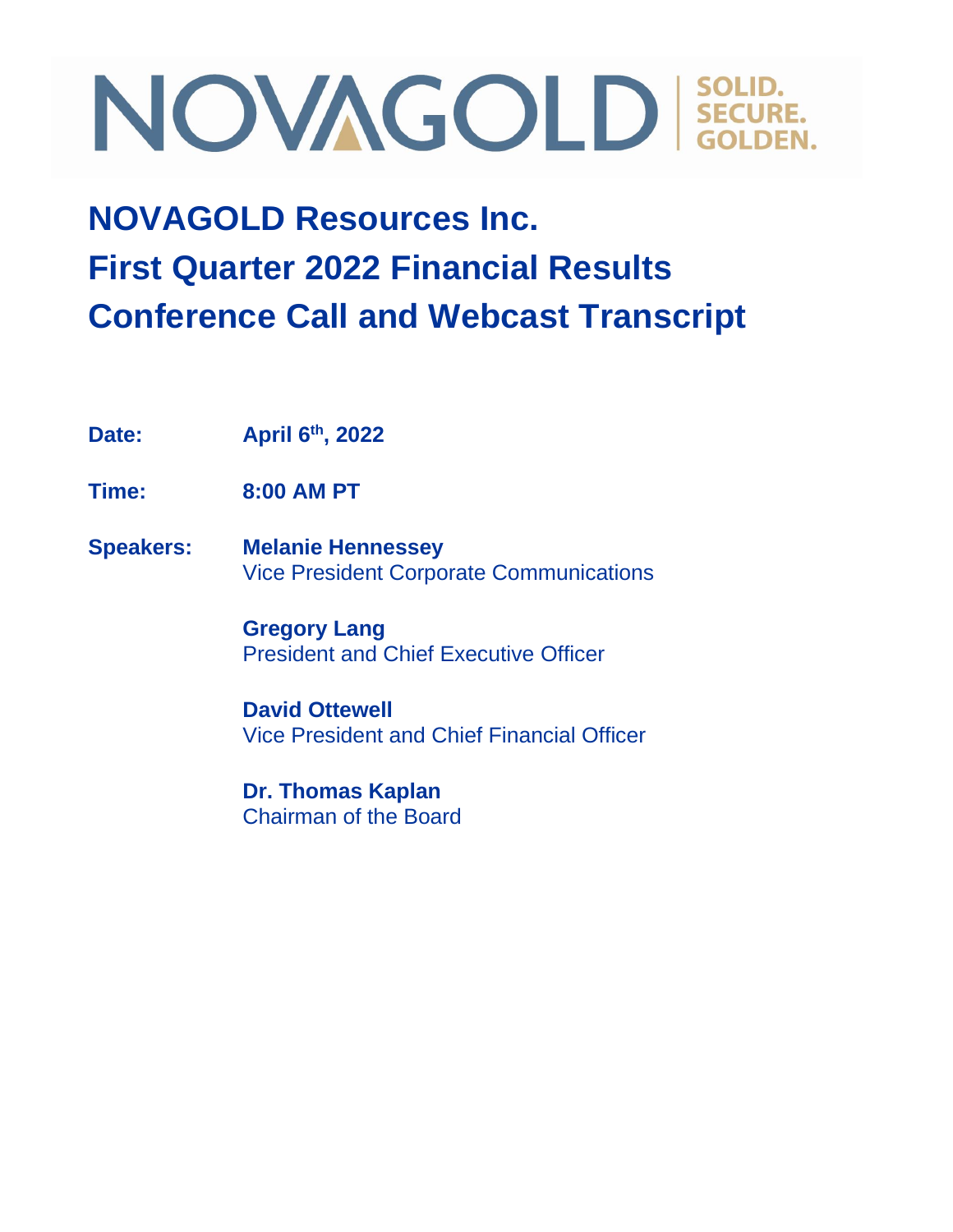NOVAGOLD | SOLID. SECURE. GOLDEN.

# NOVAGOLD Resources Inc.
# First Quarter 2022 Financial Results
# Conference Call and Webcast Transcript

**Date:** **April 6th, 2022**

**Time:** **8:00 AM PT**

**Speakers:**

**Melanie Hennessey**
Vice President Corporate Communications

**Gregory Lang**
President and Chief Executive Officer

**David Ottewell**
Vice President and Chief Financial Officer

**Dr. Thomas Kaplan**
Chairman of the Board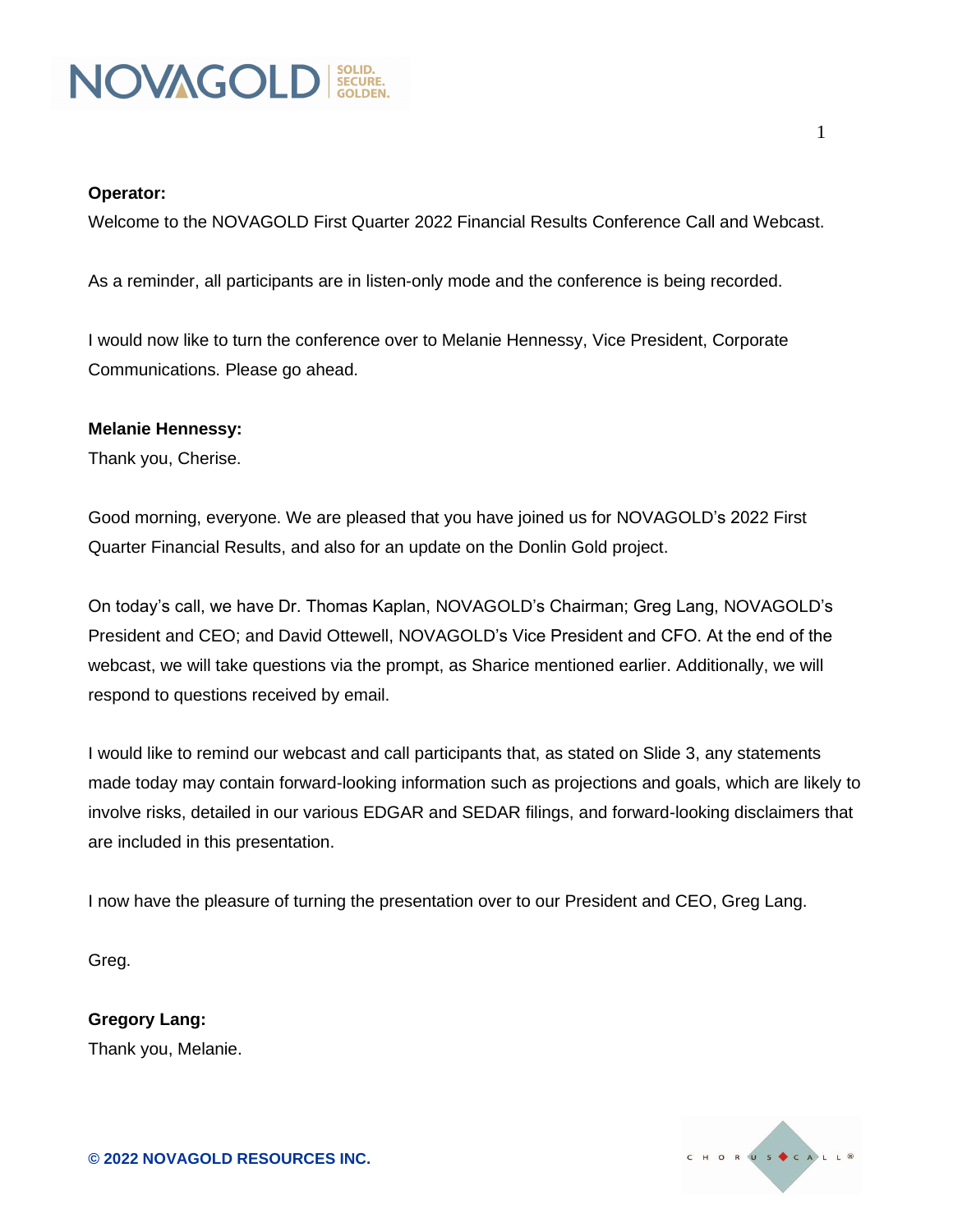**Operator:**

Welcome to the NOVAGOLD First Quarter 2022 Financial Results Conference Call and Webcast.

As a reminder, all participants are in listen-only mode and the conference is being recorded.

I would now like to turn the conference over to Melanie Hennessy, Vice President, Corporate Communications. Please go ahead.

**Melanie Hennessy:**

Thank you, Cherise.

Good morning, everyone. We are pleased that you have joined us for NOVAGOLD's 2022 First Quarter Financial Results, and also for an update on the Donlin Gold project.

On today's call, we have Dr. Thomas Kaplan, NOVAGOLD's Chairman; Greg Lang, NOVAGOLD's President and CEO; and David Ottewell, NOVAGOLD's Vice President and CFO. At the end of the webcast, we will take questions via the prompt, as Sharice mentioned earlier. Additionally, we will respond to questions received by email.

I would like to remind our webcast and call participants that, as stated on Slide 3, any statements made today may contain forward-looking information such as projections and goals, which are likely to involve risks, detailed in our various EDGAR and SEDAR filings, and forward-looking disclaimers that are included in this presentation.

I now have the pleasure of turning the presentation over to our President and CEO, Greg Lang.

Greg.

**Gregory Lang:**

Thank you, Melanie.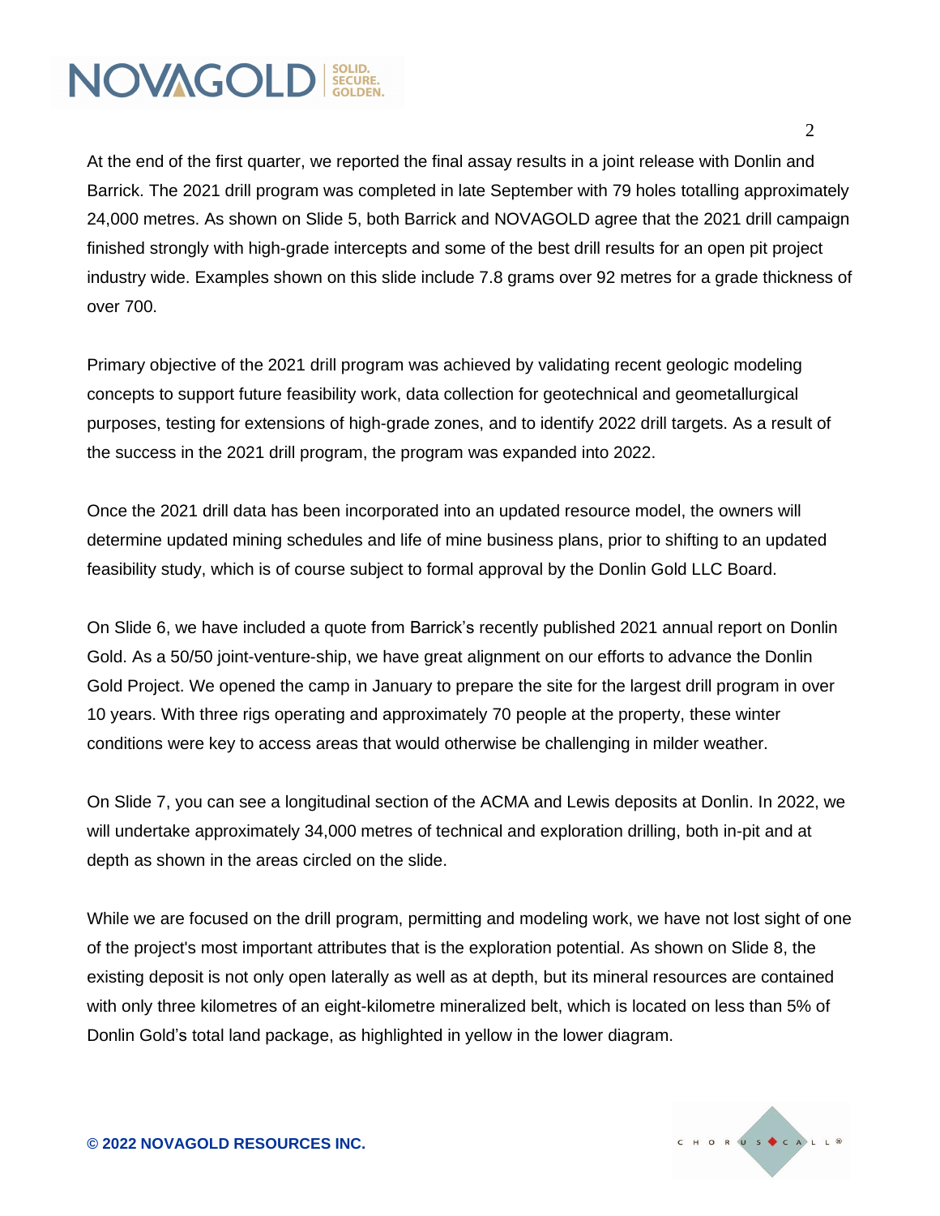At the end of the first quarter, we reported the final assay results in a joint release with Donlin and Barrick. The 2021 drill program was completed in late September with 79 holes totalling approximately 24,000 metres. As shown on Slide 5, both Barrick and NOVAGOLD agree that the 2021 drill campaign finished strongly with high-grade intercepts and some of the best drill results for an open pit project industry wide. Examples shown on this slide include 7.8 grams over 92 metres for a grade thickness of over 700.

Primary objective of the 2021 drill program was achieved by validating recent geologic modeling concepts to support future feasibility work, data collection for geotechnical and geometallurgical purposes, testing for extensions of high-grade zones, and to identify 2022 drill targets. As a result of the success in the 2021 drill program, the program was expanded into 2022.

Once the 2021 drill data has been incorporated into an updated resource model, the owners will determine updated mining schedules and life of mine business plans, prior to shifting to an updated feasibility study, which is of course subject to formal approval by the Donlin Gold LLC Board.

On Slide 6, we have included a quote from Barrick's recently published 2021 annual report on Donlin Gold. As a 50/50 joint-venture-ship, we have great alignment on our efforts to advance the Donlin Gold Project. We opened the camp in January to prepare the site for the largest drill program in over 10 years. With three rigs operating and approximately 70 people at the property, these winter conditions were key to access areas that would otherwise be challenging in milder weather.

On Slide 7, you can see a longitudinal section of the ACMA and Lewis deposits at Donlin. In 2022, we will undertake approximately 34,000 metres of technical and exploration drilling, both in-pit and at depth as shown in the areas circled on the slide.

While we are focused on the drill program, permitting and modeling work, we have not lost sight of one of the project's most important attributes that is the exploration potential. As shown on Slide 8, the existing deposit is not only open laterally as well as at depth, but its mineral resources are contained with only three kilometres of an eight-kilometre mineralized belt, which is located on less than 5% of Donlin Gold's total land package, as highlighted in yellow in the lower diagram.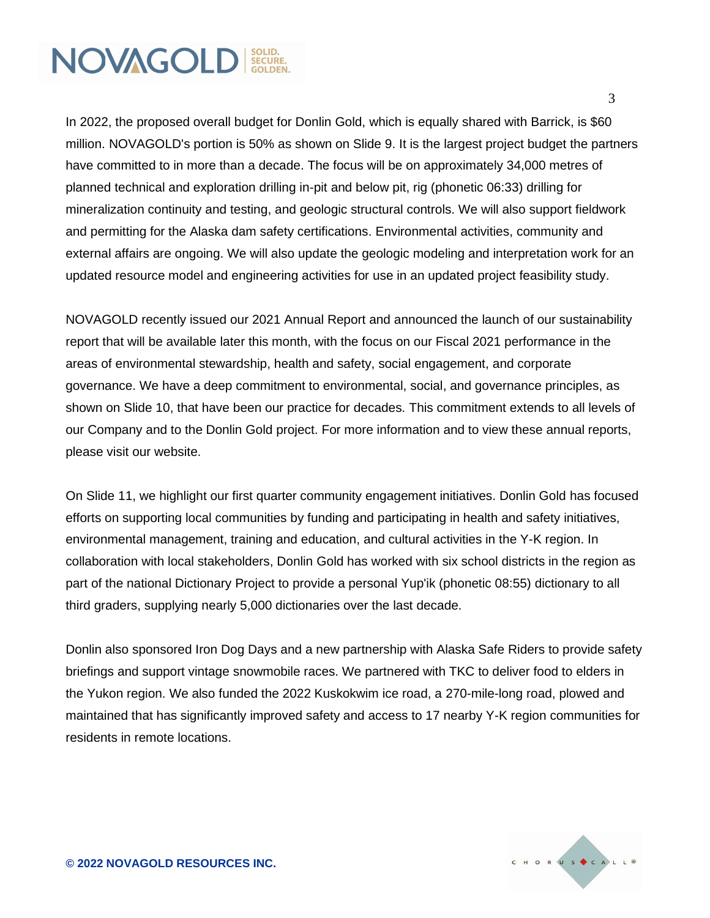In 2022, the proposed overall budget for Donlin Gold, which is equally shared with Barrick, is $60 million. NOVAGOLD's portion is 50% as shown on Slide 9. It is the largest project budget the partners have committed to in more than a decade. The focus will be on approximately 34,000 metres of planned technical and exploration drilling in-pit and below pit, rig (phonetic 06:33) drilling for mineralization continuity and testing, and geologic structural controls. We will also support fieldwork and permitting for the Alaska dam safety certifications. Environmental activities, community and external affairs are ongoing. We will also update the geologic modeling and interpretation work for an updated resource model and engineering activities for use in an updated project feasibility study.

NOVAGOLD recently issued our 2021 Annual Report and announced the launch of our sustainability report that will be available later this month, with the focus on our Fiscal 2021 performance in the areas of environmental stewardship, health and safety, social engagement, and corporate governance. We have a deep commitment to environmental, social, and governance principles, as shown on Slide 10, that have been our practice for decades. This commitment extends to all levels of our Company and to the Donlin Gold project. For more information and to view these annual reports, please visit our website.

On Slide 11, we highlight our first quarter community engagement initiatives. Donlin Gold has focused efforts on supporting local communities by funding and participating in health and safety initiatives, environmental management, training and education, and cultural activities in the Y-K region. In collaboration with local stakeholders, Donlin Gold has worked with six school districts in the region as part of the national Dictionary Project to provide a personal Yup'ik (phonetic 08:55) dictionary to all third graders, supplying nearly 5,000 dictionaries over the last decade.

Donlin also sponsored Iron Dog Days and a new partnership with Alaska Safe Riders to provide safety briefings and support vintage snowmobile races. We partnered with TKC to deliver food to elders in the Yukon region. We also funded the 2022 Kuskokwim ice road, a 270-mile-long road, plowed and maintained that has significantly improved safety and access to 17 nearby Y-K region communities for residents in remote locations.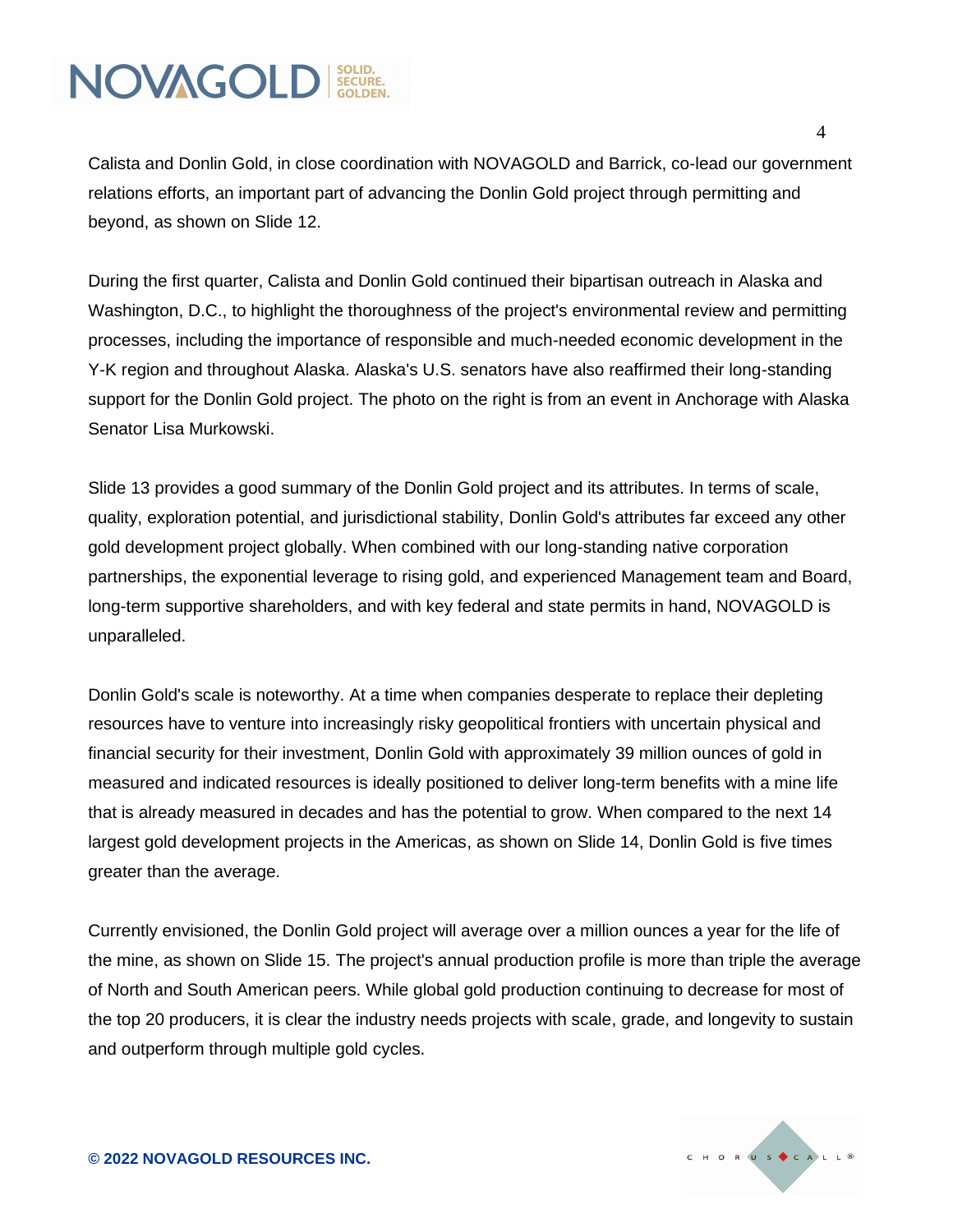Calista and Donlin Gold, in close coordination with NOVAGOLD and Barrick, co-lead our government relations efforts, an important part of advancing the Donlin Gold project through permitting and beyond, as shown on Slide 12.

During the first quarter, Calista and Donlin Gold continued their bipartisan outreach in Alaska and Washington, D.C., to highlight the thoroughness of the project's environmental review and permitting processes, including the importance of responsible and much-needed economic development in the Y-K region and throughout Alaska. Alaska's U.S. senators have also reaffirmed their long-standing support for the Donlin Gold project. The photo on the right is from an event in Anchorage with Alaska Senator Lisa Murkowski.

Slide 13 provides a good summary of the Donlin Gold project and its attributes. In terms of scale, quality, exploration potential, and jurisdictional stability, Donlin Gold's attributes far exceed any other gold development project globally. When combined with our long-standing native corporation partnerships, the exponential leverage to rising gold, and experienced Management team and Board, long-term supportive shareholders, and with key federal and state permits in hand, NOVAGOLD is unparalleled.

Donlin Gold's scale is noteworthy. At a time when companies desperate to replace their depleting resources have to venture into increasingly risky geopolitical frontiers with uncertain physical and financial security for their investment, Donlin Gold with approximately 39 million ounces of gold in measured and indicated resources is ideally positioned to deliver long-term benefits with a mine life that is already measured in decades and has the potential to grow. When compared to the next 14 largest gold development projects in the Americas, as shown on Slide 14, Donlin Gold is five times greater than the average.

Currently envisioned, the Donlin Gold project will average over a million ounces a year for the life of the mine, as shown on Slide 15. The project's annual production profile is more than triple the average of North and South American peers. While global gold production continuing to decrease for most of the top 20 producers, it is clear the industry needs projects with scale, grade, and longevity to sustain and outperform through multiple gold cycles.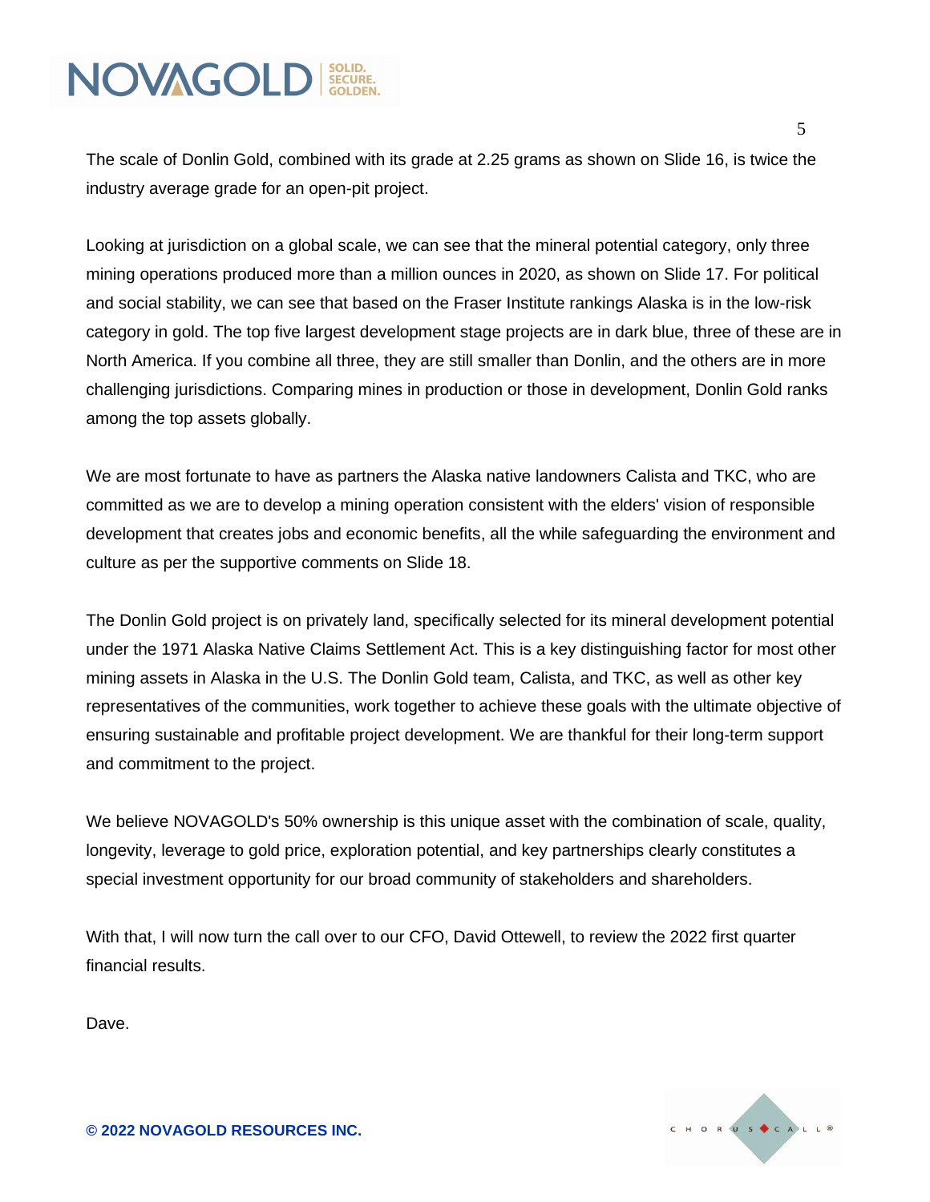The scale of Donlin Gold, combined with its grade at 2.25 grams as shown on Slide 16, is twice the industry average grade for an open-pit project.

Looking at jurisdiction on a global scale, we can see that the mineral potential category, only three mining operations produced more than a million ounces in 2020, as shown on Slide 17. For political and social stability, we can see that based on the Fraser Institute rankings Alaska is in the low-risk category in gold. The top five largest development stage projects are in dark blue, three of these are in North America. If you combine all three, they are still smaller than Donlin, and the others are in more challenging jurisdictions. Comparing mines in production or those in development, Donlin Gold ranks among the top assets globally.

We are most fortunate to have as partners the Alaska native landowners Calista and TKC, who are committed as we are to develop a mining operation consistent with the elders' vision of responsible development that creates jobs and economic benefits, all the while safeguarding the environment and culture as per the supportive comments on Slide 18.

The Donlin Gold project is on privately land, specifically selected for its mineral development potential under the 1971 Alaska Native Claims Settlement Act. This is a key distinguishing factor for most other mining assets in Alaska in the U.S. The Donlin Gold team, Calista, and TKC, as well as other key representatives of the communities, work together to achieve these goals with the ultimate objective of ensuring sustainable and profitable project development. We are thankful for their long-term support and commitment to the project.

We believe NOVAGOLD's 50% ownership is this unique asset with the combination of scale, quality, longevity, leverage to gold price, exploration potential, and key partnerships clearly constitutes a special investment opportunity for our broad community of stakeholders and shareholders.

With that, I will now turn the call over to our CFO, David Ottewell, to review the 2022 first quarter financial results.

Dave.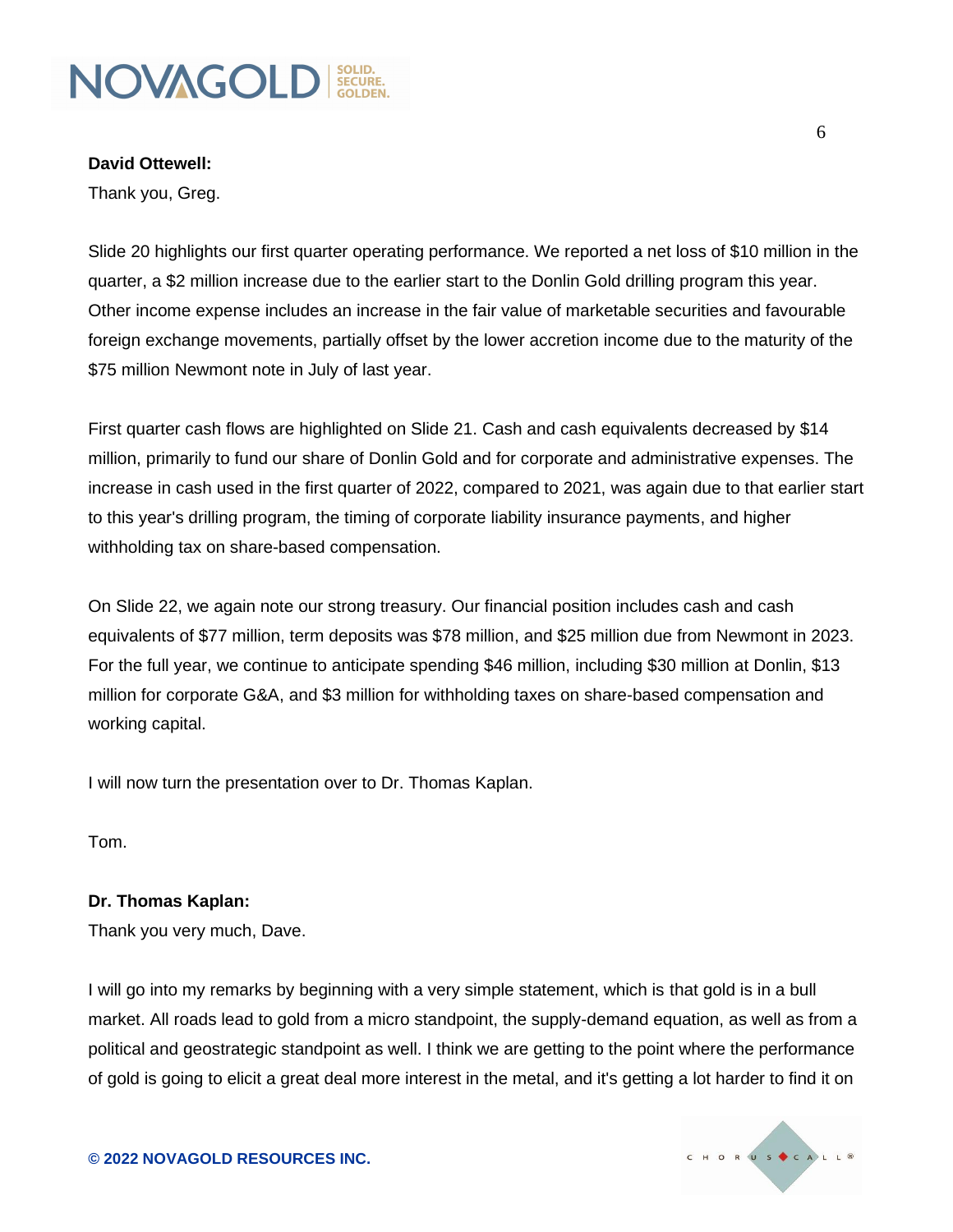**David Ottewell:**

Thank you, Greg.

Slide 20 highlights our first quarter operating performance. We reported a net loss of $10 million in the quarter, a $2 million increase due to the earlier start to the Donlin Gold drilling program this year. Other income expense includes an increase in the fair value of marketable securities and favourable foreign exchange movements, partially offset by the lower accretion income due to the maturity of the $75 million Newmont note in July of last year.

First quarter cash flows are highlighted on Slide 21. Cash and cash equivalents decreased by $14 million, primarily to fund our share of Donlin Gold and for corporate and administrative expenses. The increase in cash used in the first quarter of 2022, compared to 2021, was again due to that earlier start to this year's drilling program, the timing of corporate liability insurance payments, and higher withholding tax on share-based compensation.

On Slide 22, we again note our strong treasury. Our financial position includes cash and cash equivalents of $77 million, term deposits was $78 million, and $25 million due from Newmont in 2023. For the full year, we continue to anticipate spending $46 million, including $30 million at Donlin, $13 million for corporate G&A, and $3 million for withholding taxes on share-based compensation and working capital.

I will now turn the presentation over to Dr. Thomas Kaplan.

Tom.

**Dr. Thomas Kaplan:**

Thank you very much, Dave.

I will go into my remarks by beginning with a very simple statement, which is that gold is in a bull market. All roads lead to gold from a micro standpoint, the supply-demand equation, as well as from a political and geostrategic standpoint as well. I think we are getting to the point where the performance of gold is going to elicit a great deal more interest in the metal, and it's getting a lot harder to find it on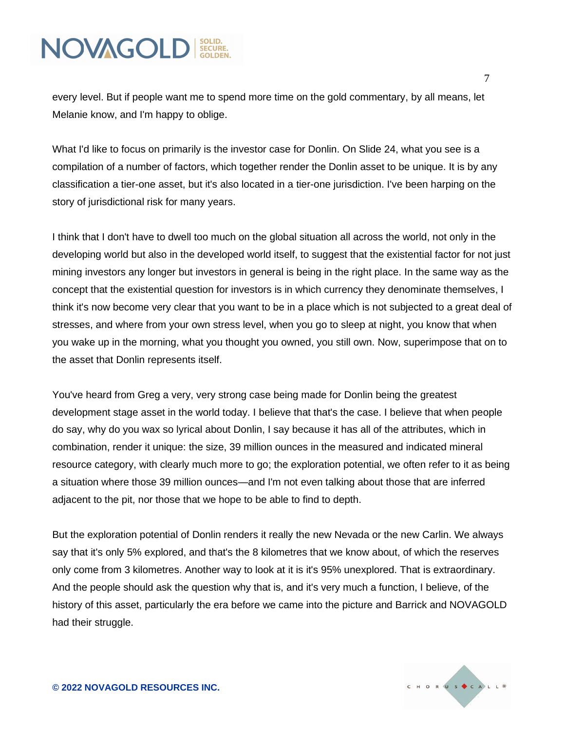every level. But if people want me to spend more time on the gold commentary, by all means, let Melanie know, and I'm happy to oblige.

What I'd like to focus on primarily is the investor case for Donlin. On Slide 24, what you see is a compilation of a number of factors, which together render the Donlin asset to be unique. It is by any classification a tier-one asset, but it's also located in a tier-one jurisdiction. I've been harping on the story of jurisdictional risk for many years.

I think that I don't have to dwell too much on the global situation all across the world, not only in the developing world but also in the developed world itself, to suggest that the existential factor for not just mining investors any longer but investors in general is being in the right place. In the same way as the concept that the existential question for investors is in which currency they denominate themselves, I think it's now become very clear that you want to be in a place which is not subjected to a great deal of stresses, and where from your own stress level, when you go to sleep at night, you know that when you wake up in the morning, what you thought you owned, you still own. Now, superimpose that on to the asset that Donlin represents itself.

You've heard from Greg a very, very strong case being made for Donlin being the greatest development stage asset in the world today. I believe that that's the case. I believe that when people do say, why do you wax so lyrical about Donlin, I say because it has all of the attributes, which in combination, render it unique: the size, 39 million ounces in the measured and indicated mineral resource category, with clearly much more to go; the exploration potential, we often refer to it as being a situation where those 39 million ounces—and I'm not even talking about those that are inferred adjacent to the pit, nor those that we hope to be able to find to depth.

But the exploration potential of Donlin renders it really the new Nevada or the new Carlin. We always say that it's only 5% explored, and that's the 8 kilometres that we know about, of which the reserves only come from 3 kilometres. Another way to look at it is it's 95% unexplored. That is extraordinary. And the people should ask the question why that is, and it's very much a function, I believe, of the history of this asset, particularly the era before we came into the picture and Barrick and NOVAGOLD had their struggle.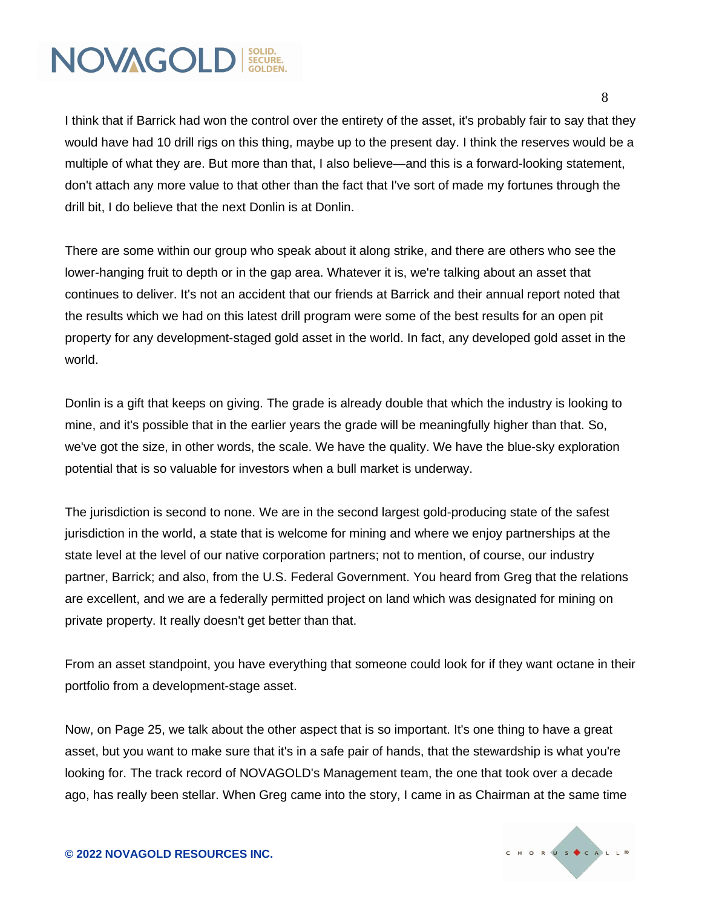I think that if Barrick had won the control over the entirety of the asset, it's probably fair to say that they would have had 10 drill rigs on this thing, maybe up to the present day. I think the reserves would be a multiple of what they are. But more than that, I also believe—and this is a forward-looking statement, don't attach any more value to that other than the fact that I've sort of made my fortunes through the drill bit, I do believe that the next Donlin is at Donlin.

There are some within our group who speak about it along strike, and there are others who see the lower-hanging fruit to depth or in the gap area. Whatever it is, we're talking about an asset that continues to deliver. It's not an accident that our friends at Barrick and their annual report noted that the results which we had on this latest drill program were some of the best results for an open pit property for any development-staged gold asset in the world. In fact, any developed gold asset in the world.

Donlin is a gift that keeps on giving. The grade is already double that which the industry is looking to mine, and it's possible that in the earlier years the grade will be meaningfully higher than that. So, we've got the size, in other words, the scale. We have the quality. We have the blue-sky exploration potential that is so valuable for investors when a bull market is underway.

The jurisdiction is second to none. We are in the second largest gold-producing state of the safest jurisdiction in the world, a state that is welcome for mining and where we enjoy partnerships at the state level at the level of our native corporation partners; not to mention, of course, our industry partner, Barrick; and also, from the U.S. Federal Government. You heard from Greg that the relations are excellent, and we are a federally permitted project on land which was designated for mining on private property. It really doesn't get better than that.

From an asset standpoint, you have everything that someone could look for if they want octane in their portfolio from a development-stage asset.

Now, on Page 25, we talk about the other aspect that is so important. It's one thing to have a great asset, but you want to make sure that it's in a safe pair of hands, that the stewardship is what you're looking for. The track record of NOVAGOLD's Management team, the one that took over a decade ago, has really been stellar. When Greg came into the story, I came in as Chairman at the same time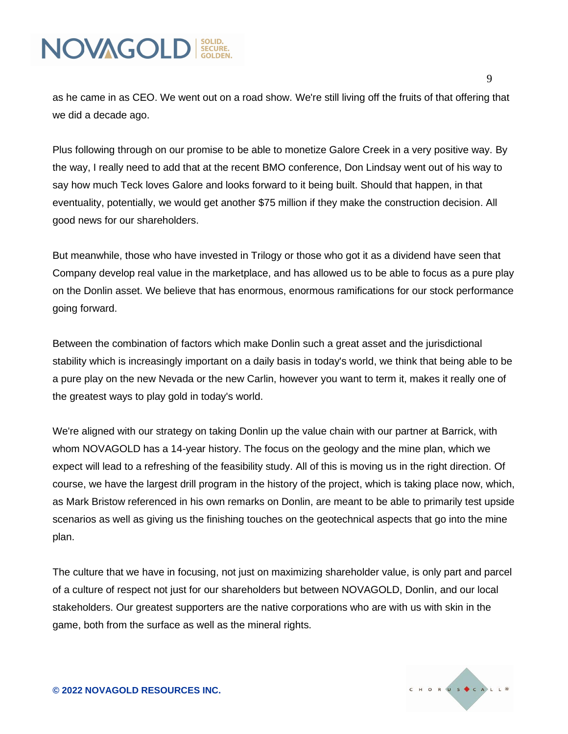as he came in as CEO. We went out on a road show. We're still living off the fruits of that offering that we did a decade ago.

Plus following through on our promise to be able to monetize Galore Creek in a very positive way. By the way, I really need to add that at the recent BMO conference, Don Lindsay went out of his way to say how much Teck loves Galore and looks forward to it being built. Should that happen, in that eventuality, potentially, we would get another $75 million if they make the construction decision. All good news for our shareholders.

But meanwhile, those who have invested in Trilogy or those who got it as a dividend have seen that Company develop real value in the marketplace, and has allowed us to be able to focus as a pure play on the Donlin asset. We believe that has enormous, enormous ramifications for our stock performance going forward.

Between the combination of factors which make Donlin such a great asset and the jurisdictional stability which is increasingly important on a daily basis in today's world, we think that being able to be a pure play on the new Nevada or the new Carlin, however you want to term it, makes it really one of the greatest ways to play gold in today's world.

We're aligned with our strategy on taking Donlin up the value chain with our partner at Barrick, with whom NOVAGOLD has a 14-year history. The focus on the geology and the mine plan, which we expect will lead to a refreshing of the feasibility study. All of this is moving us in the right direction. Of course, we have the largest drill program in the history of the project, which is taking place now, which, as Mark Bristow referenced in his own remarks on Donlin, are meant to be able to primarily test upside scenarios as well as giving us the finishing touches on the geotechnical aspects that go into the mine plan.

The culture that we have in focusing, not just on maximizing shareholder value, is only part and parcel of a culture of respect not just for our shareholders but between NOVAGOLD, Donlin, and our local stakeholders. Our greatest supporters are the native corporations who are with us with skin in the game, both from the surface as well as the mineral rights.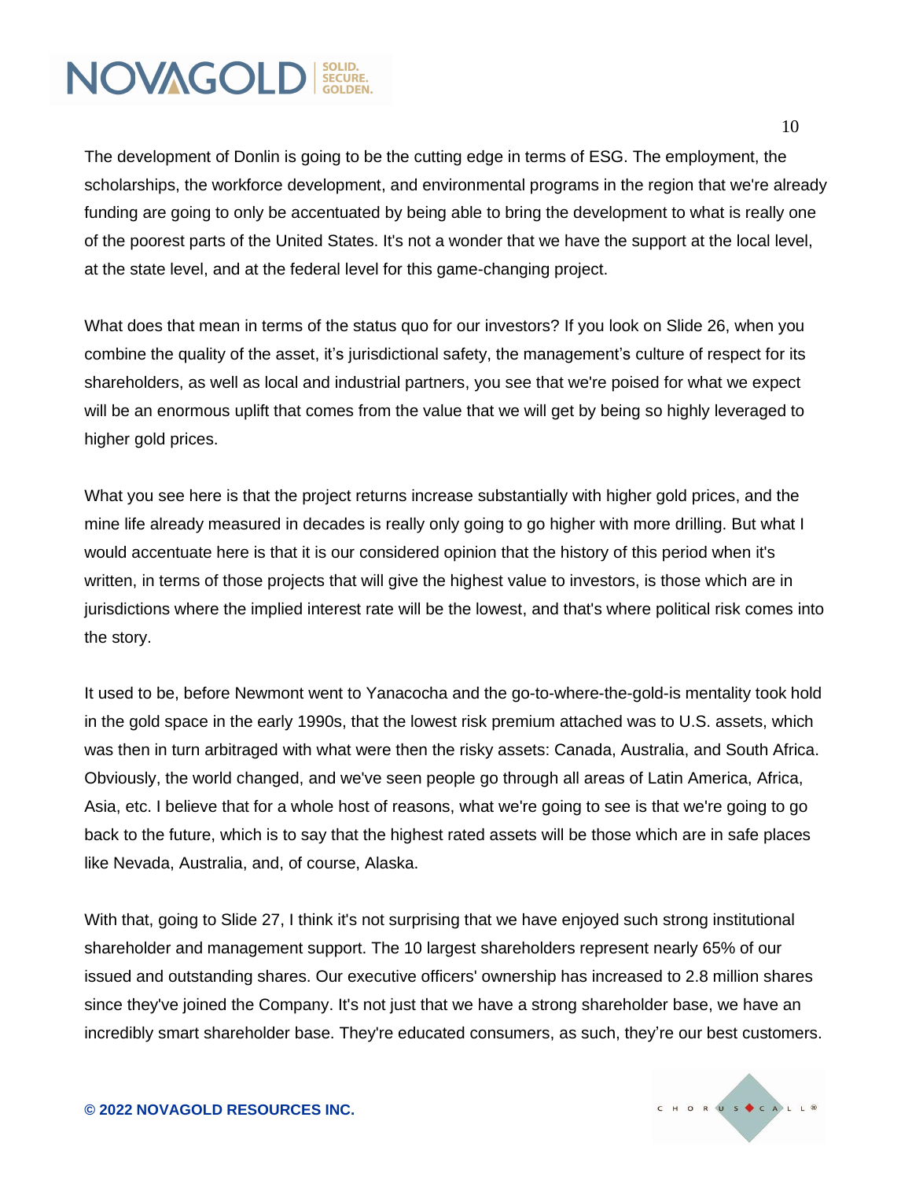The development of Donlin is going to be the cutting edge in terms of ESG. The employment, the scholarships, the workforce development, and environmental programs in the region that we're already funding are going to only be accentuated by being able to bring the development to what is really one of the poorest parts of the United States. It's not a wonder that we have the support at the local level, at the state level, and at the federal level for this game-changing project.

What does that mean in terms of the status quo for our investors? If you look on Slide 26, when you combine the quality of the asset, it's jurisdictional safety, the management's culture of respect for its shareholders, as well as local and industrial partners, you see that we're poised for what we expect will be an enormous uplift that comes from the value that we will get by being so highly leveraged to higher gold prices.

What you see here is that the project returns increase substantially with higher gold prices, and the mine life already measured in decades is really only going to go higher with more drilling. But what I would accentuate here is that it is our considered opinion that the history of this period when it's written, in terms of those projects that will give the highest value to investors, is those which are in jurisdictions where the implied interest rate will be the lowest, and that's where political risk comes into the story.

It used to be, before Newmont went to Yanacocha and the go-to-where-the-gold-is mentality took hold in the gold space in the early 1990s, that the lowest risk premium attached was to U.S. assets, which was then in turn arbitraged with what were then the risky assets: Canada, Australia, and South Africa. Obviously, the world changed, and we've seen people go through all areas of Latin America, Africa, Asia, etc. I believe that for a whole host of reasons, what we're going to see is that we're going to go back to the future, which is to say that the highest rated assets will be those which are in safe places like Nevada, Australia, and, of course, Alaska.

With that, going to Slide 27, I think it's not surprising that we have enjoyed such strong institutional shareholder and management support. The 10 largest shareholders represent nearly 65% of our issued and outstanding shares. Our executive officers' ownership has increased to 2.8 million shares since they've joined the Company. It's not just that we have a strong shareholder base, we have an incredibly smart shareholder base. They're educated consumers, as such, they're our best customers.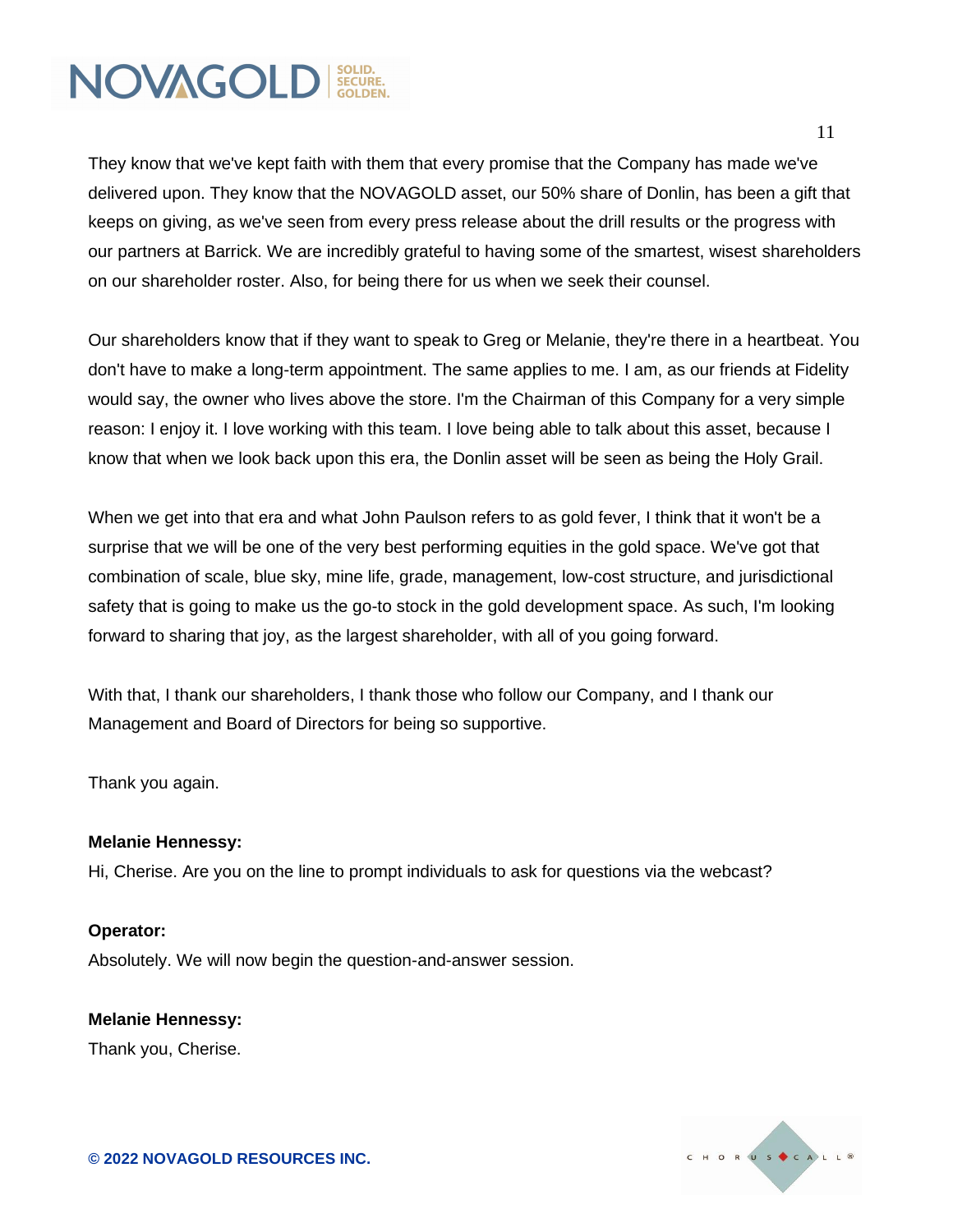They know that we've kept faith with them that every promise that the Company has made we've delivered upon. They know that the NOVAGOLD asset, our 50% share of Donlin, has been a gift that keeps on giving, as we've seen from every press release about the drill results or the progress with our partners at Barrick. We are incredibly grateful to having some of the smartest, wisest shareholders on our shareholder roster. Also, for being there for us when we seek their counsel.

Our shareholders know that if they want to speak to Greg or Melanie, they're there in a heartbeat. You don't have to make a long-term appointment. The same applies to me. I am, as our friends at Fidelity would say, the owner who lives above the store. I'm the Chairman of this Company for a very simple reason: I enjoy it. I love working with this team. I love being able to talk about this asset, because I know that when we look back upon this era, the Donlin asset will be seen as being the Holy Grail.

When we get into that era and what John Paulson refers to as gold fever, I think that it won't be a surprise that we will be one of the very best performing equities in the gold space. We've got that combination of scale, blue sky, mine life, grade, management, low-cost structure, and jurisdictional safety that is going to make us the go-to stock in the gold development space. As such, I'm looking forward to sharing that joy, as the largest shareholder, with all of you going forward.

With that, I thank our shareholders, I thank those who follow our Company, and I thank our Management and Board of Directors for being so supportive.

Thank you again.

**Melanie Hennessy:**
Hi, Cherise. Are you on the line to prompt individuals to ask for questions via the webcast?

**Operator:**
Absolutely. We will now begin the question-and-answer session.

**Melanie Hennessy:**
Thank you, Cherise.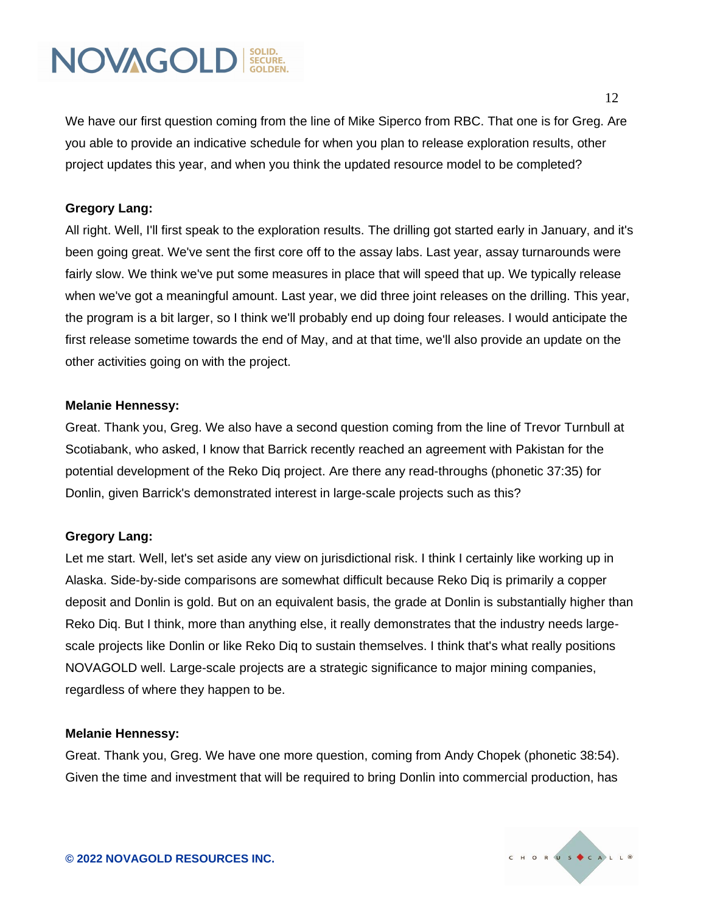We have our first question coming from the line of Mike Siperco from RBC. That one is for Greg. Are you able to provide an indicative schedule for when you plan to release exploration results, other project updates this year, and when you think the updated resource model to be completed?

**Gregory Lang:**
All right. Well, I'll first speak to the exploration results. The drilling got started early in January, and it's been going great. We've sent the first core off to the assay labs. Last year, assay turnarounds were fairly slow. We think we've put some measures in place that will speed that up. We typically release when we've got a meaningful amount. Last year, we did three joint releases on the drilling. This year, the program is a bit larger, so I think we'll probably end up doing four releases. I would anticipate the first release sometime towards the end of May, and at that time, we'll also provide an update on the other activities going on with the project.

**Melanie Hennessy:**
Great. Thank you, Greg. We also have a second question coming from the line of Trevor Turnbull at Scotiabank, who asked, I know that Barrick recently reached an agreement with Pakistan for the potential development of the Reko Diq project. Are there any read-throughs (phonetic 37:35) for Donlin, given Barrick's demonstrated interest in large-scale projects such as this?

**Gregory Lang:**
Let me start. Well, let's set aside any view on jurisdictional risk. I think I certainly like working up in Alaska. Side-by-side comparisons are somewhat difficult because Reko Diq is primarily a copper deposit and Donlin is gold. But on an equivalent basis, the grade at Donlin is substantially higher than Reko Diq. But I think, more than anything else, it really demonstrates that the industry needs large-scale projects like Donlin or like Reko Diq to sustain themselves. I think that's what really positions NOVAGOLD well. Large-scale projects are a strategic significance to major mining companies, regardless of where they happen to be.

**Melanie Hennessy:**
Great. Thank you, Greg. We have one more question, coming from Andy Chopek (phonetic 38:54). Given the time and investment that will be required to bring Donlin into commercial production, has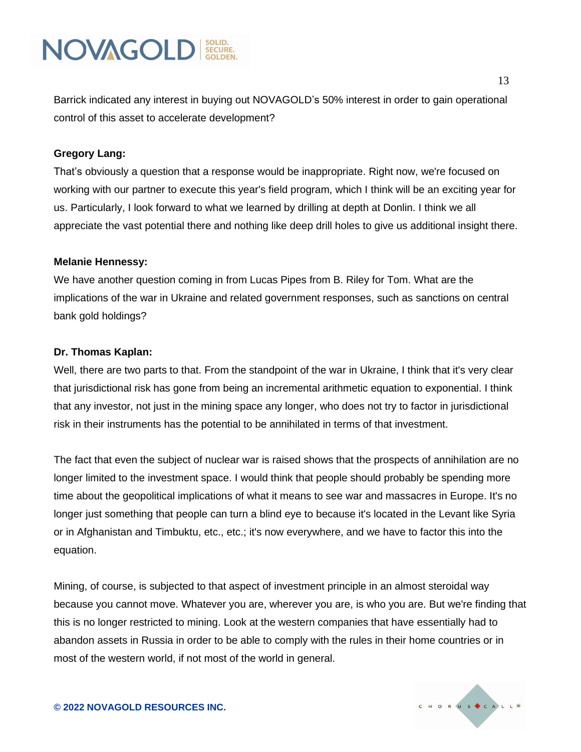Barrick indicated any interest in buying out NOVAGOLD's 50% interest in order to gain operational control of this asset to accelerate development?

**Gregory Lang:**
That's obviously a question that a response would be inappropriate. Right now, we're focused on working with our partner to execute this year's field program, which I think will be an exciting year for us. Particularly, I look forward to what we learned by drilling at depth at Donlin. I think we all appreciate the vast potential there and nothing like deep drill holes to give us additional insight there.

**Melanie Hennessy:**
We have another question coming in from Lucas Pipes from B. Riley for Tom. What are the implications of the war in Ukraine and related government responses, such as sanctions on central bank gold holdings?

**Dr. Thomas Kaplan:**
Well, there are two parts to that. From the standpoint of the war in Ukraine, I think that it's very clear that jurisdictional risk has gone from being an incremental arithmetic equation to exponential. I think that any investor, not just in the mining space any longer, who does not try to factor in jurisdictional risk in their instruments has the potential to be annihilated in terms of that investment.

The fact that even the subject of nuclear war is raised shows that the prospects of annihilation are no longer limited to the investment space. I would think that people should probably be spending more time about the geopolitical implications of what it means to see war and massacres in Europe. It's no longer just something that people can turn a blind eye to because it's located in the Levant like Syria or in Afghanistan and Timbuktu, etc., etc.; it's now everywhere, and we have to factor this into the equation.

Mining, of course, is subjected to that aspect of investment principle in an almost steroidal way because you cannot move. Whatever you are, wherever you are, is who you are. But we're finding that this is no longer restricted to mining. Look at the western companies that have essentially had to abandon assets in Russia in order to be able to comply with the rules in their home countries or in most of the western world, if not most of the world in general.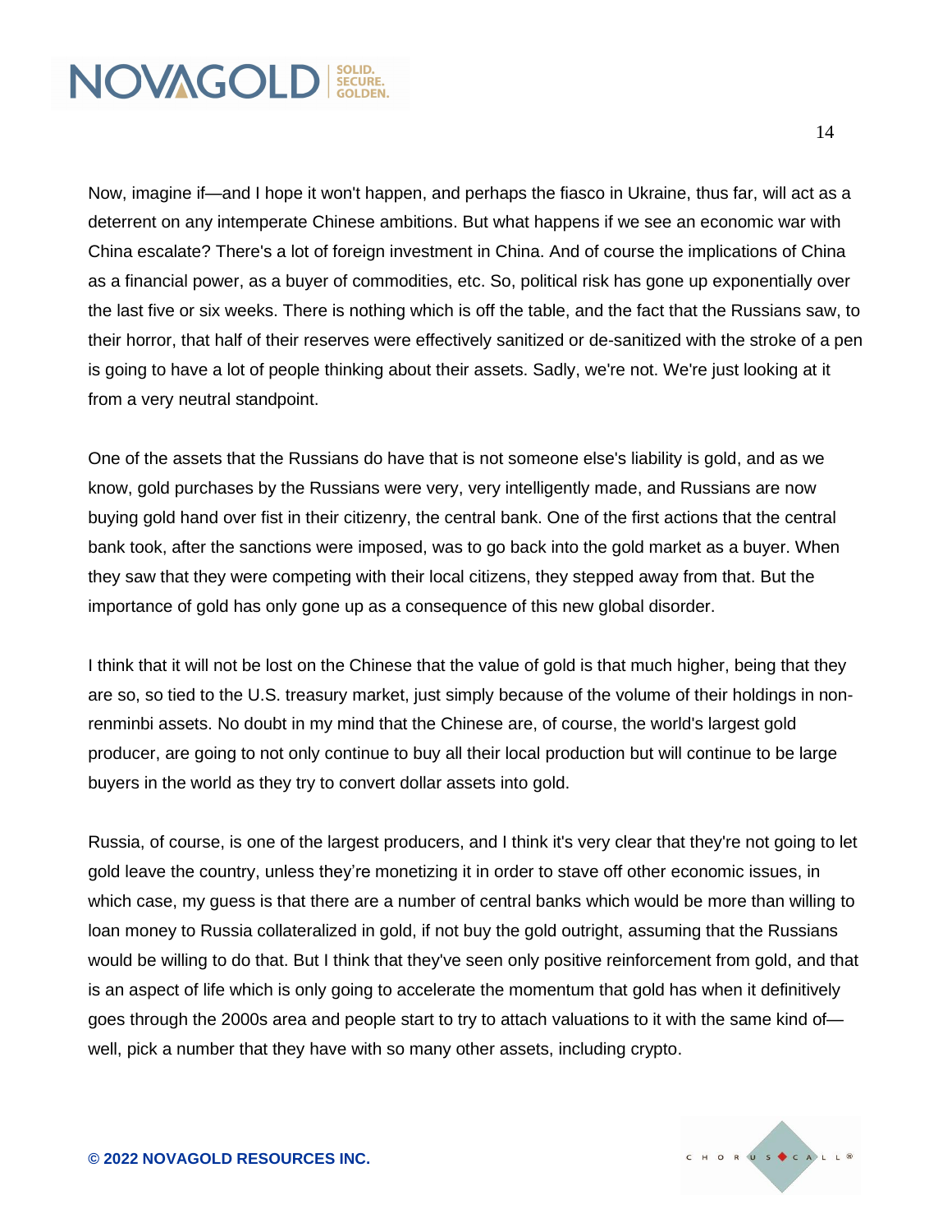Now, imagine if—and I hope it won't happen, and perhaps the fiasco in Ukraine, thus far, will act as a deterrent on any intemperate Chinese ambitions. But what happens if we see an economic war with China escalate? There's a lot of foreign investment in China. And of course the implications of China as a financial power, as a buyer of commodities, etc. So, political risk has gone up exponentially over the last five or six weeks. There is nothing which is off the table, and the fact that the Russians saw, to their horror, that half of their reserves were effectively sanitized or de-sanitized with the stroke of a pen is going to have a lot of people thinking about their assets. Sadly, we're not. We're just looking at it from a very neutral standpoint.

One of the assets that the Russians do have that is not someone else's liability is gold, and as we know, gold purchases by the Russians were very, very intelligently made, and Russians are now buying gold hand over fist in their citizenry, the central bank. One of the first actions that the central bank took, after the sanctions were imposed, was to go back into the gold market as a buyer. When they saw that they were competing with their local citizens, they stepped away from that. But the importance of gold has only gone up as a consequence of this new global disorder.

I think that it will not be lost on the Chinese that the value of gold is that much higher, being that they are so, so tied to the U.S. treasury market, just simply because of the volume of their holdings in non-renminbi assets. No doubt in my mind that the Chinese are, of course, the world's largest gold producer, are going to not only continue to buy all their local production but will continue to be large buyers in the world as they try to convert dollar assets into gold.

Russia, of course, is one of the largest producers, and I think it's very clear that they're not going to let gold leave the country, unless they're monetizing it in order to stave off other economic issues, in which case, my guess is that there are a number of central banks which would be more than willing to loan money to Russia collateralized in gold, if not buy the gold outright, assuming that the Russians would be willing to do that. But I think that they've seen only positive reinforcement from gold, and that is an aspect of life which is only going to accelerate the momentum that gold has when it definitively goes through the 2000s area and people start to try to attach valuations to it with the same kind of—well, pick a number that they have with so many other assets, including crypto.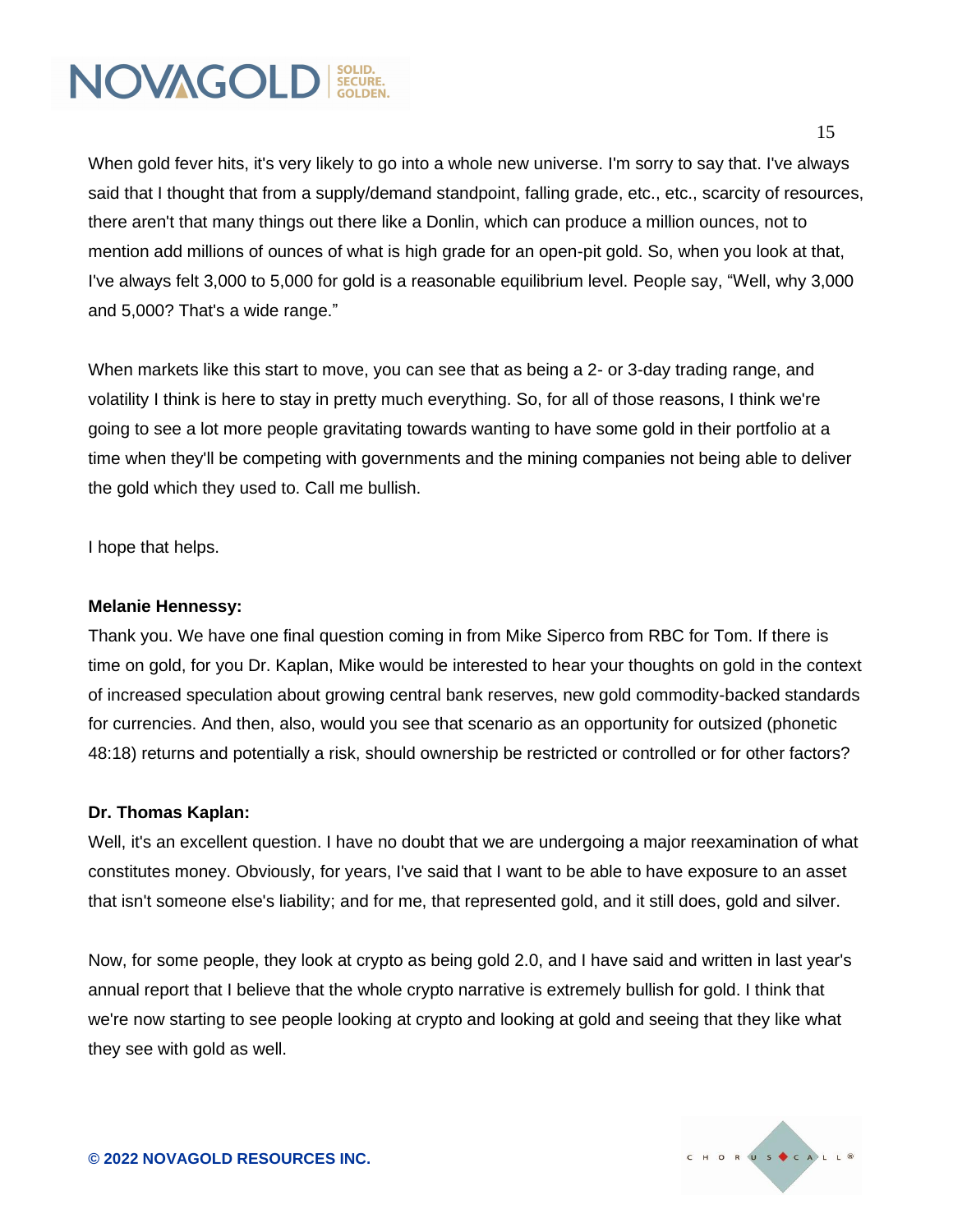When gold fever hits, it's very likely to go into a whole new universe. I'm sorry to say that. I've always said that I thought that from a supply/demand standpoint, falling grade, etc., etc., scarcity of resources, there aren't that many things out there like a Donlin, which can produce a million ounces, not to mention add millions of ounces of what is high grade for an open-pit gold. So, when you look at that, I've always felt 3,000 to 5,000 for gold is a reasonable equilibrium level. People say, "Well, why 3,000 and 5,000? That's a wide range."

When markets like this start to move, you can see that as being a 2- or 3-day trading range, and volatility I think is here to stay in pretty much everything. So, for all of those reasons, I think we're going to see a lot more people gravitating towards wanting to have some gold in their portfolio at a time when they'll be competing with governments and the mining companies not being able to deliver the gold which they used to. Call me bullish.

I hope that helps.

**Melanie Hennessy:**
Thank you. We have one final question coming in from Mike Siperco from RBC for Tom. If there is time on gold, for you Dr. Kaplan, Mike would be interested to hear your thoughts on gold in the context of increased speculation about growing central bank reserves, new gold commodity-backed standards for currencies. And then, also, would you see that scenario as an opportunity for outsized (phonetic 48:18) returns and potentially a risk, should ownership be restricted or controlled or for other factors?

**Dr. Thomas Kaplan:**
Well, it's an excellent question. I have no doubt that we are undergoing a major reexamination of what constitutes money. Obviously, for years, I've said that I want to be able to have exposure to an asset that isn't someone else's liability; and for me, that represented gold, and it still does, gold and silver.

Now, for some people, they look at crypto as being gold 2.0, and I have said and written in last year's annual report that I believe that the whole crypto narrative is extremely bullish for gold. I think that we're now starting to see people looking at crypto and looking at gold and seeing that they like what they see with gold as well.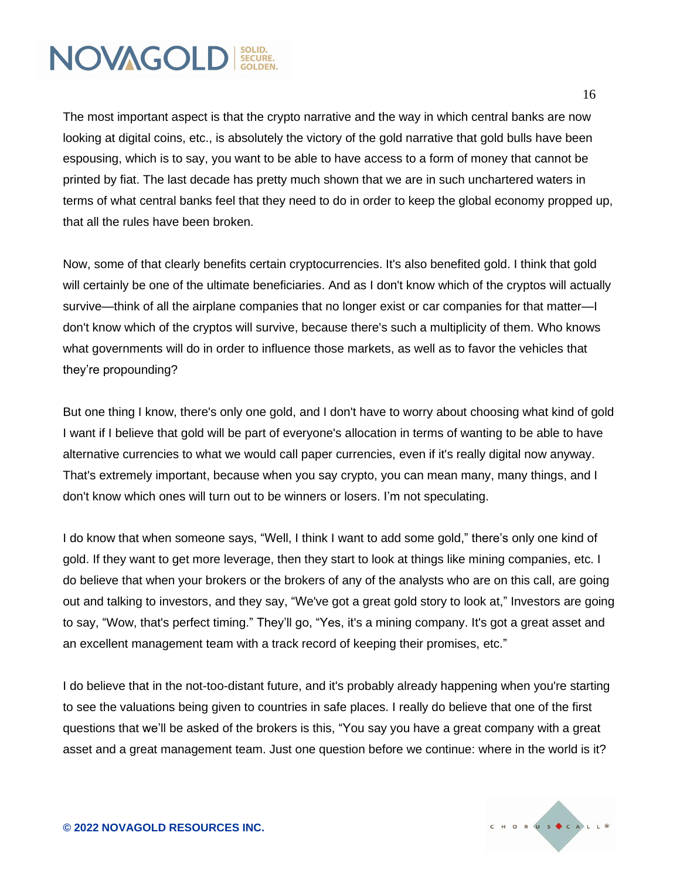The most important aspect is that the crypto narrative and the way in which central banks are now looking at digital coins, etc., is absolutely the victory of the gold narrative that gold bulls have been espousing, which is to say, you want to be able to have access to a form of money that cannot be printed by fiat. The last decade has pretty much shown that we are in such unchartered waters in terms of what central banks feel that they need to do in order to keep the global economy propped up, that all the rules have been broken.

Now, some of that clearly benefits certain cryptocurrencies. It's also benefited gold. I think that gold will certainly be one of the ultimate beneficiaries. And as I don't know which of the cryptos will actually survive—think of all the airplane companies that no longer exist or car companies for that matter—I don't know which of the cryptos will survive, because there's such a multiplicity of them. Who knows what governments will do in order to influence those markets, as well as to favor the vehicles that they're propounding?

But one thing I know, there's only one gold, and I don't have to worry about choosing what kind of gold I want if I believe that gold will be part of everyone's allocation in terms of wanting to be able to have alternative currencies to what we would call paper currencies, even if it's really digital now anyway. That's extremely important, because when you say crypto, you can mean many, many things, and I don't know which ones will turn out to be winners or losers. I'm not speculating.

I do know that when someone says, "Well, I think I want to add some gold," there's only one kind of gold. If they want to get more leverage, then they start to look at things like mining companies, etc. I do believe that when your brokers or the brokers of any of the analysts who are on this call, are going out and talking to investors, and they say, "We've got a great gold story to look at," Investors are going to say, "Wow, that's perfect timing." They'll go, "Yes, it's a mining company. It's got a great asset and an excellent management team with a track record of keeping their promises, etc."

I do believe that in the not-too-distant future, and it's probably already happening when you're starting to see the valuations being given to countries in safe places. I really do believe that one of the first questions that we'll be asked of the brokers is this, "You say you have a great company with a great asset and a great management team. Just one question before we continue: where in the world is it?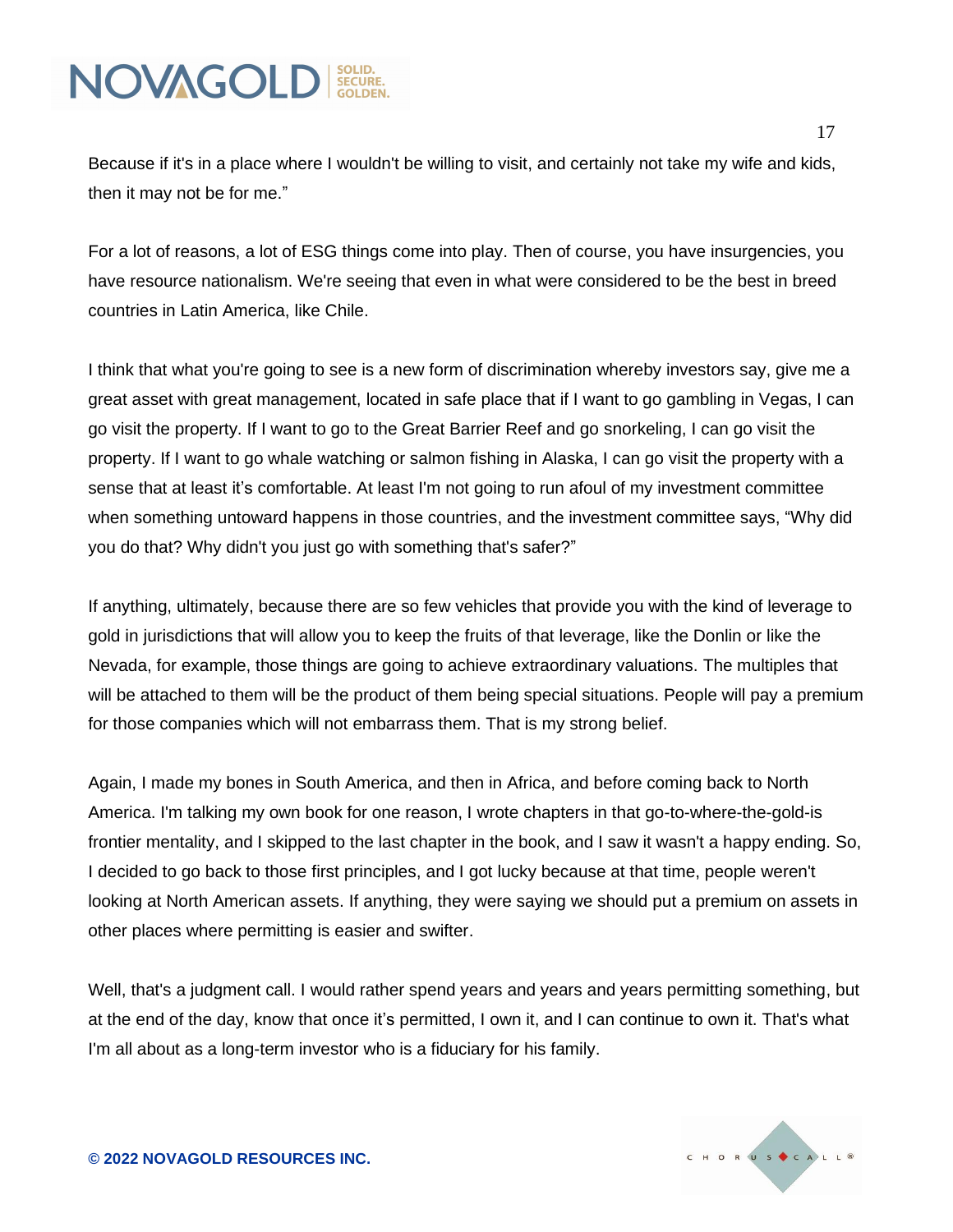Because if it's in a place where I wouldn't be willing to visit, and certainly not take my wife and kids, then it may not be for me."

For a lot of reasons, a lot of ESG things come into play. Then of course, you have insurgencies, you have resource nationalism. We're seeing that even in what were considered to be the best in breed countries in Latin America, like Chile.

I think that what you're going to see is a new form of discrimination whereby investors say, give me a great asset with great management, located in safe place that if I want to go gambling in Vegas, I can go visit the property. If I want to go to the Great Barrier Reef and go snorkeling, I can go visit the property. If I want to go whale watching or salmon fishing in Alaska, I can go visit the property with a sense that at least it's comfortable. At least I'm not going to run afoul of my investment committee when something untoward happens in those countries, and the investment committee says, "Why did you do that? Why didn't you just go with something that's safer?"

If anything, ultimately, because there are so few vehicles that provide you with the kind of leverage to gold in jurisdictions that will allow you to keep the fruits of that leverage, like the Donlin or like the Nevada, for example, those things are going to achieve extraordinary valuations. The multiples that will be attached to them will be the product of them being special situations. People will pay a premium for those companies which will not embarrass them. That is my strong belief.

Again, I made my bones in South America, and then in Africa, and before coming back to North America. I'm talking my own book for one reason, I wrote chapters in that go-to-where-the-gold-is frontier mentality, and I skipped to the last chapter in the book, and I saw it wasn't a happy ending. So, I decided to go back to those first principles, and I got lucky because at that time, people weren't looking at North American assets. If anything, they were saying we should put a premium on assets in other places where permitting is easier and swifter.

Well, that's a judgment call. I would rather spend years and years and years permitting something, but at the end of the day, know that once it's permitted, I own it, and I can continue to own it. That's what I'm all about as a long-term investor who is a fiduciary for his family.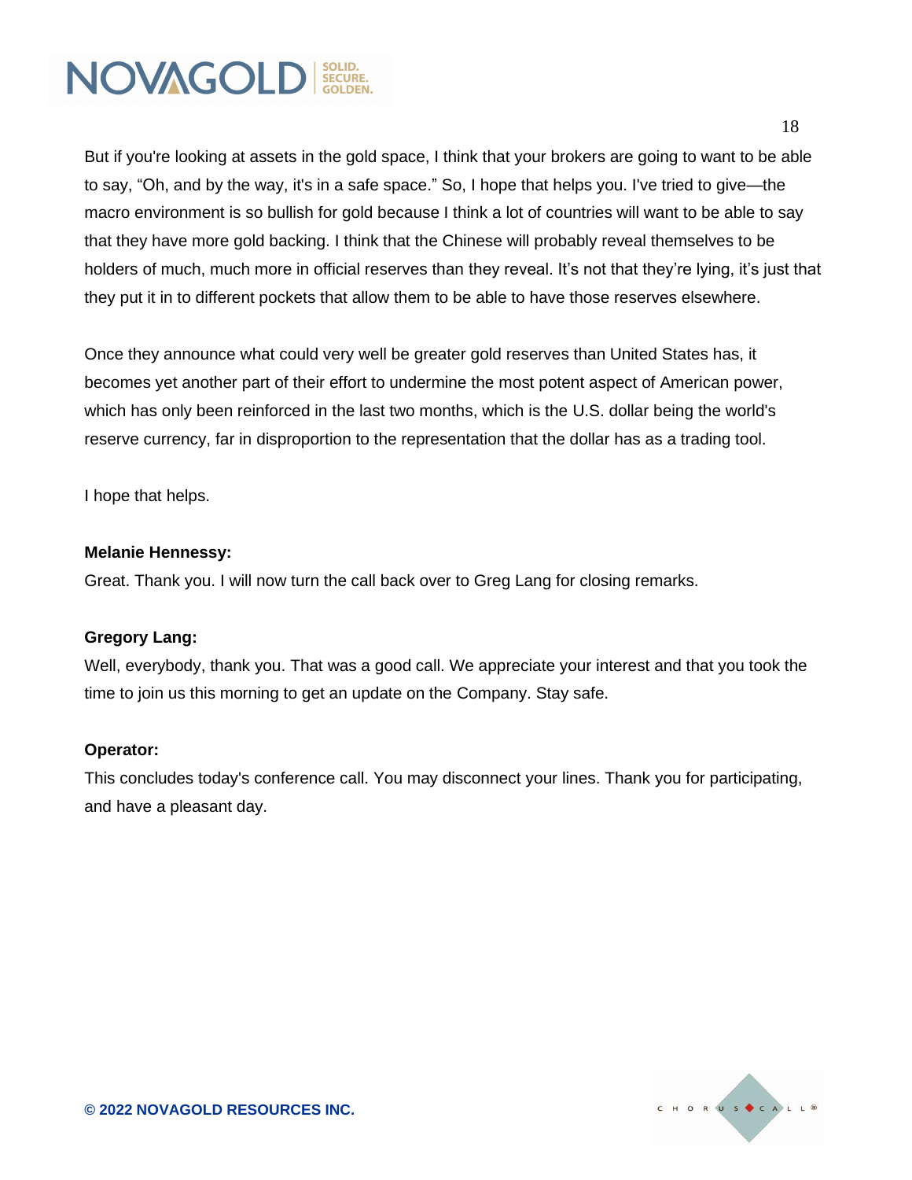But if you're looking at assets in the gold space, I think that your brokers are going to want to be able to say, "Oh, and by the way, it's in a safe space." So, I hope that helps you. I've tried to give—the macro environment is so bullish for gold because I think a lot of countries will want to be able to say that they have more gold backing. I think that the Chinese will probably reveal themselves to be holders of much, much more in official reserves than they reveal. It's not that they're lying, it's just that they put it in to different pockets that allow them to be able to have those reserves elsewhere.

Once they announce what could very well be greater gold reserves than United States has, it becomes yet another part of their effort to undermine the most potent aspect of American power, which has only been reinforced in the last two months, which is the U.S. dollar being the world's reserve currency, far in disproportion to the representation that the dollar has as a trading tool.

I hope that helps.

**Melanie Hennessy:**
Great. Thank you. I will now turn the call back over to Greg Lang for closing remarks.

**Gregory Lang:**
Well, everybody, thank you. That was a good call. We appreciate your interest and that you took the time to join us this morning to get an update on the Company. Stay safe.

**Operator:**
This concludes today's conference call. You may disconnect your lines. Thank you for participating, and have a pleasant day.